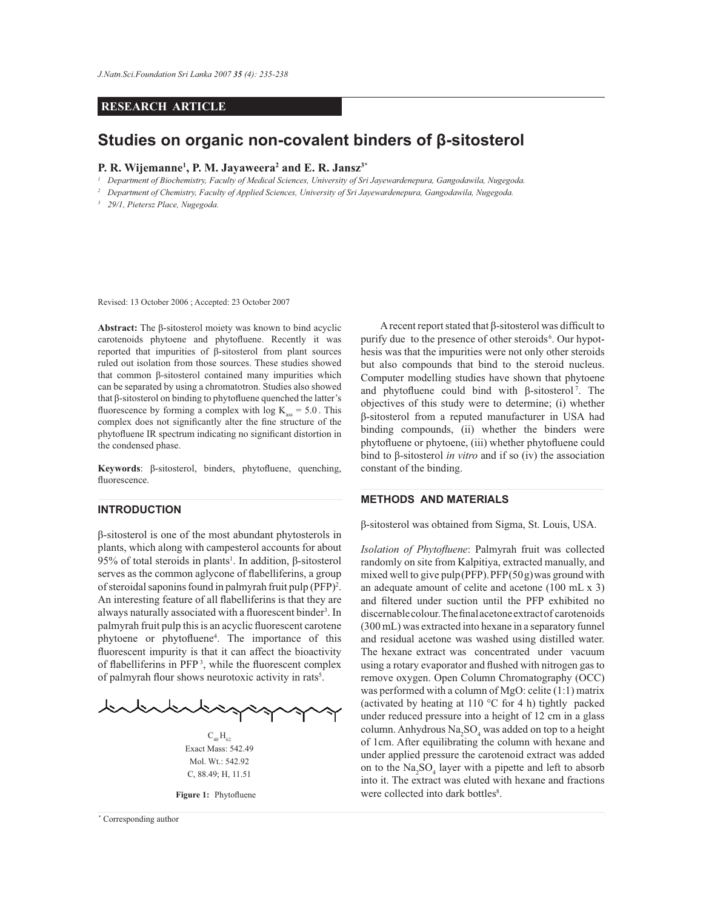RESEARCH ARTICLE

# Studies on organic non-covalent binders of β-sitosterol

**P. R. Wijemanne[1], P. M. Jayaweera[2] and E. R. Jansz[3*]**

[1] *Department of Biochemistry, Faculty of Medical Sciences, University of Sri Jayewardenepura, Gangodawila, Nugegoda.*

[2] *Department of Chemistry, Faculty of Applied Sciences, University of Sri Jayewardenepura, Gangodawila, Nugegoda.*

[3] *29/1, Pietersz Place, Nugegoda.*

Revised: 13 October 2006 ; Accepted: 23 October 2007

**Abstract:** The β-sitosterol moiety was known to bind acyclic carotenoids phytoene and phytofluene. Recently it was reported that impurities of β-sitosterol from plant sources ruled out isolation from those sources. These studies showed that common β-sitosterol contained many impurities which can be separated by using a chromatotron. Studies also showed that β-sitosterol on binding to phytofluene quenched the latter's fluorescence by forming a complex with log $K_{ass}$ = 5.0. This complex does not significantly alter the fine structure of the phytofluene IR spectrum indicating no significant distortion in the condensed phase.

**Keywords**: β-sitosterol, binders, phytofluene, quenching, fluorescence.

## INTRODUCTION

β-sitosterol is one of the most abundant phytosterols in plants, which along with campesterol accounts for about 95% of total steroids in plants[1]. In addition, β-sitosterol serves as the common aglycone of flabelliferins, a group of steroidal saponins found in palmyrah fruit pulp (PFP)[2]. An interesting feature of all flabelliferins is that they are always naturally associated with a fluorescent binder[3]. In palmyrah fruit pulp this is an acyclic fluorescent carotene phytoene or phytofluene[4]. The importance of this fluorescent impurity is that it can affect the bioactivity of flabelliferins in PFP[3], while the fluorescent complex of palmyrah flour shows neurotoxic activity in rats[5].

$C_{40}H_{62}$
Exact Mass: 542.49
Mol. Wt.: 542.92
C, 88.49; H, 11.51

**Figure 1:** Phytofluene

A recent report stated that β-sitosterol was difficult to purify due to the presence of other steroids[6]. Our hypothesis was that the impurities were not only other steroids but also compounds that bind to the steroid nucleus. Computer modelling studies have shown that phytoene and phytofluene could bind with β-sitosterol[7]. The objectives of this study were to determine; (i) whether β-sitosterol from a reputed manufacturer in USA had binding compounds, (ii) whether the binders were phytofluene or phytoene, (iii) whether phytofluene could bind to β-sitosterol *in vitro* and if so (iv) the association constant of the binding.

## METHODS AND MATERIALS

β-sitosterol was obtained from Sigma, St. Louis, USA.

*Isolation of Phytofluene*: Palmyrah fruit was collected randomly on site from Kalpitiya, extracted manually, and mixed well to give pulp (PFP). PFP (50 g) was ground with an adequate amount of celite and acetone (100 mL x 3) and filtered under suction until the PFP exhibited no discernable colour. The final acetone extract of carotenoids (300 mL) was extracted into hexane in a separatory funnel and residual acetone was washed using distilled water. The hexane extract was concentrated under vacuum using a rotary evaporator and flushed with nitrogen gas to remove oxygen. Open Column Chromatography (OCC) was performed with a column of MgO: celite (1:1) matrix (activated by heating at 110 °C for 4 h) tightly packed under reduced pressure into a height of 12 cm in a glass column. Anhydrous $Na_2SO_4$ was added on top to a height of 1cm. After equilibrating the column with hexane and under applied pressure the carotenoid extract was added on to the $Na_2SO_4$ layer with a pipette and left to absorb into it. The extract was eluted with hexane and fractions were collected into dark bottles[8].

[*] Corresponding author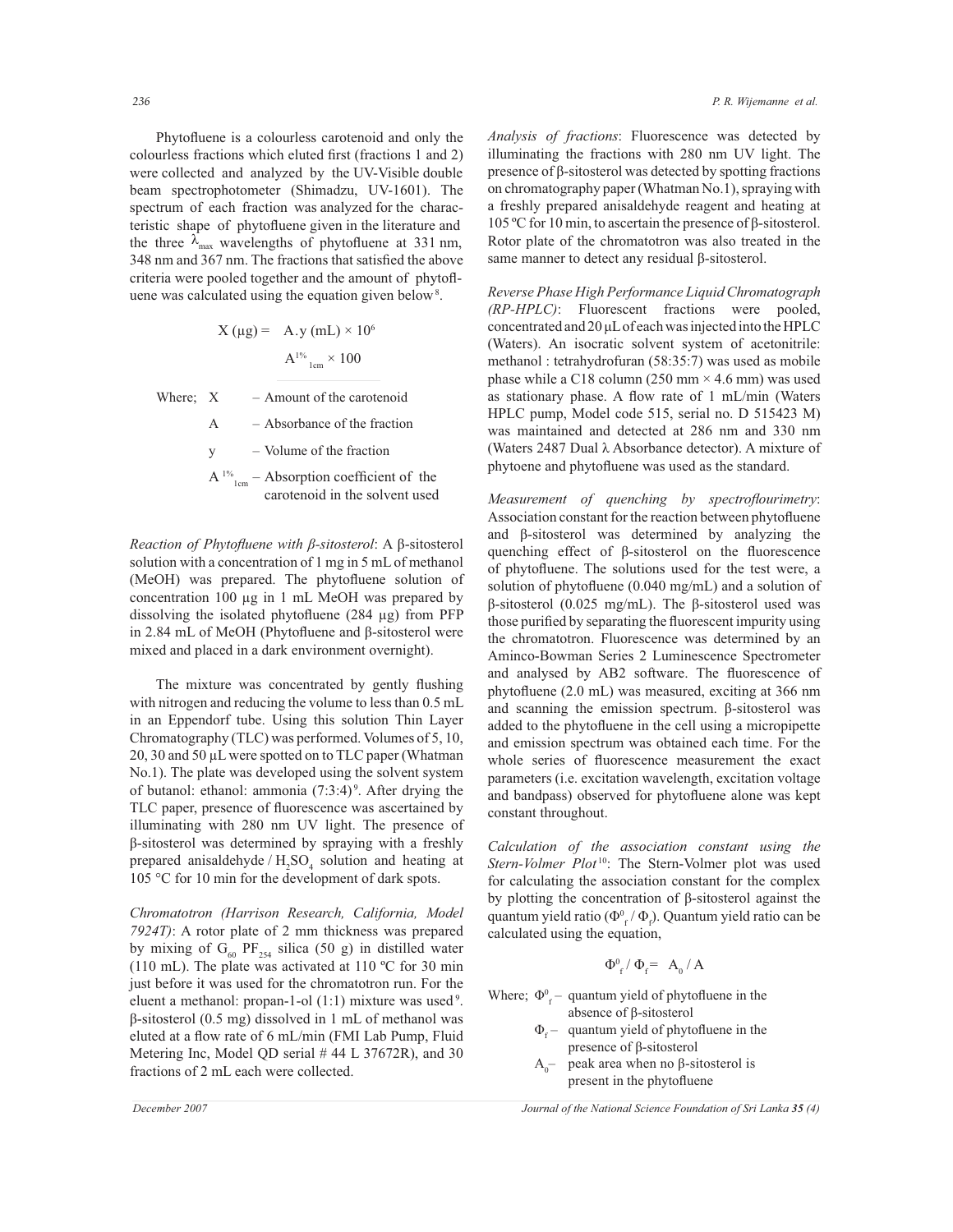Phytofluene is a colourless carotenoid and only the colourless fractions which eluted first (fractions 1 and 2) were collected and analyzed by the UV-Visible double beam spectrophotometer (Shimadzu, UV-1601). The spectrum of each fraction was analyzed for the characteristic shape of phytofluene given in the literature and the three $\lambda_{max}$ wavelengths of phytofluene at 331 nm, 348 nm and 367 nm. The fractions that satisfied the above criteria were pooled together and the amount of phytofluene was calculated using the equation given below[8].

$$X\ (\mu g) = \frac{A.y\ (mL) \times 10^6}{A^{1\%}_{1cm} \times 100}$$

Where;
- X – Amount of the carotenoid
- A – Absorbance of the fraction
- y – Volume of the fraction
- $A^{1\%}_{1cm}$ – Absorption coefficient of the carotenoid in the solvent used

*Reaction of Phytofluene with β-sitosterol*: A β-sitosterol solution with a concentration of 1 mg in 5 mL of methanol (MeOH) was prepared. The phytofluene solution of concentration 100 µg in 1 mL MeOH was prepared by dissolving the isolated phytofluene (284 µg) from PFP in 2.84 mL of MeOH (Phytofluene and β-sitosterol were mixed and placed in a dark environment overnight).

The mixture was concentrated by gently flushing with nitrogen and reducing the volume to less than 0.5 mL in an Eppendorf tube. Using this solution Thin Layer Chromatography (TLC) was performed. Volumes of 5, 10, 20, 30 and 50 µL were spotted on to TLC paper (Whatman No.1). The plate was developed using the solvent system of butanol: ethanol: ammonia (7:3:4)[9]. After drying the TLC paper, presence of fluorescence was ascertained by illuminating with 280 nm UV light. The presence of β-sitosterol was determined by spraying with a freshly prepared anisaldehyde / $H_2SO_4$ solution and heating at 105 °C for 10 min for the development of dark spots.

*Chromatotron (Harrison Research, California, Model 7924T)*: A rotor plate of 2 mm thickness was prepared by mixing of $G_{60}$ $PF_{254}$ silica (50 g) in distilled water (110 mL). The plate was activated at 110 ºC for 30 min just before it was used for the chromatotron run. For the eluent a methanol: propan-1-ol (1:1) mixture was used[9]. β-sitosterol (0.5 mg) dissolved in 1 mL of methanol was eluted at a flow rate of 6 mL/min (FMI Lab Pump, Fluid Metering Inc, Model QD serial # 44 L 37672R), and 30 fractions of 2 mL each were collected.

*Analysis of fractions*: Fluorescence was detected by illuminating the fractions with 280 nm UV light. The presence of β-sitosterol was detected by spotting fractions on chromatography paper (Whatman No.1), spraying with a freshly prepared anisaldehyde reagent and heating at 105 ºC for 10 min, to ascertain the presence of β-sitosterol. Rotor plate of the chromatotron was also treated in the same manner to detect any residual β-sitosterol.

*Reverse Phase High Performance Liquid Chromatograph (RP-HPLC)*: Fluorescent fractions were pooled, concentrated and 20 µL of each was injected into the HPLC (Waters). An isocratic solvent system of acetonitrile: methanol : tetrahydrofuran (58:35:7) was used as mobile phase while a C18 column (250 mm × 4.6 mm) was used as stationary phase. A flow rate of 1 mL/min (Waters HPLC pump, Model code 515, serial no. D 515423 M) was maintained and detected at 286 nm and 330 nm (Waters 2487 Dual λ Absorbance detector). A mixture of phytoene and phytofluene was used as the standard.

*Measurement of quenching by spectroflourimetry*: Association constant for the reaction between phytofluene and β-sitosterol was determined by analyzing the quenching effect of β-sitosterol on the fluorescence of phytofluene. The solutions used for the test were, a solution of phytofluene (0.040 mg/mL) and a solution of β-sitosterol (0.025 mg/mL). The β-sitosterol used was those purified by separating the fluorescent impurity using the chromatotron. Fluorescence was determined by an Aminco-Bowman Series 2 Luminescence Spectrometer and analysed by AB2 software. The fluorescence of phytofluene (2.0 mL) was measured, exciting at 366 nm and scanning the emission spectrum. β-sitosterol was added to the phytofluene in the cell using a micropipette and emission spectrum was obtained each time. For the whole series of fluorescence measurement the exact parameters (i.e. excitation wavelength, excitation voltage and bandpass) observed for phytofluene alone was kept constant throughout.

*Calculation of the association constant using the Stern-Volmer Plot*[10]: The Stern-Volmer plot was used for calculating the association constant for the complex by plotting the concentration of β-sitosterol against the quantum yield ratio ($\Phi^0_f / \Phi_f$). Quantum yield ratio can be calculated using the equation,

$$\Phi^0_f / \Phi_f = A_0 / A$$

Where;
- $\Phi^0_f$ – quantum yield of phytofluene in the absence of β-sitosterol
- $\Phi_f$ – quantum yield of phytofluene in the presence of β-sitosterol
- $A_0$ – peak area when no β-sitosterol is present in the phytofluene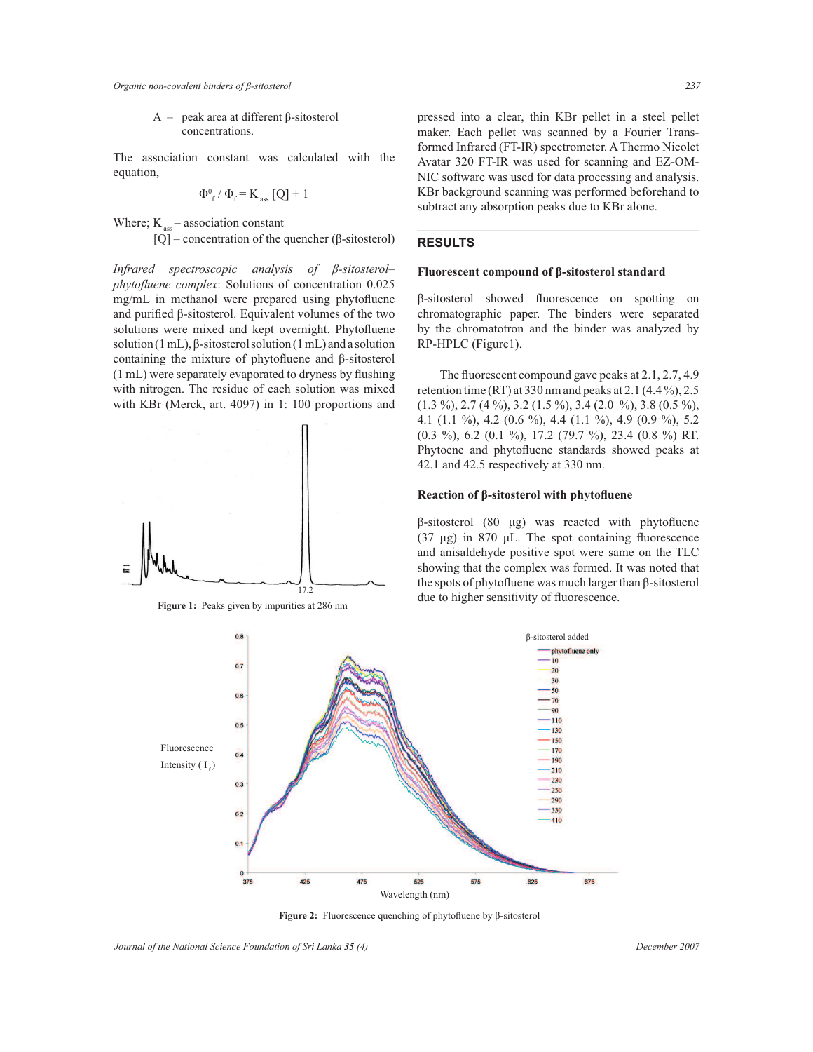A – peak area at different β-sitosterol concentrations.

The association constant was calculated with the equation,

$$\Phi^0_f / \Phi_f = K_{ass} [Q] + 1$$

Where; $K_{ass}$ – association constant

[Q] – concentration of the quencher (β-sitosterol)

*Infrared spectroscopic analysis of β-sitosterol–phytofluene complex*: Solutions of concentration 0.025 mg/mL in methanol were prepared using phytofluene and purified β-sitosterol. Equivalent volumes of the two solutions were mixed and kept overnight. Phytofluene solution (1 mL), β-sitosterol solution (1 mL) and a solution containing the mixture of phytofluene and β-sitosterol (1 mL) were separately evaporated to dryness by flushing with nitrogen. The residue of each solution was mixed with KBr (Merck, art. 4097) in 1: 100 proportions and pressed into a clear, thin KBr pellet in a steel pellet maker. Each pellet was scanned by a Fourier Transformed Infrared (FT-IR) spectrometer. A Thermo Nicolet Avatar 320 FT-IR was used for scanning and EZ-OMNIC software was used for data processing and analysis. KBr background scanning was performed beforehand to subtract any absorption peaks due to KBr alone.

**Figure 1:** Peaks given by impurities at 286 nm

## RESULTS

### Fluorescent compound of β-sitosterol standard

β-sitosterol showed fluorescence on spotting on chromatographic paper. The binders were separated by the chromatotron and the binder was analyzed by RP-HPLC (Figure1).

The fluorescent compound gave peaks at 2.1, 2.7, 4.9 retention time (RT) at 330 nm and peaks at 2.1 (4.4 %), 2.5 (1.3 %), 2.7 (4 %), 3.2 (1.5 %), 3.4 (2.0 %), 3.8 (0.5 %), 4.1 (1.1 %), 4.2 (0.6 %), 4.4 (1.1 %), 4.9 (0.9 %), 5.2 (0.3 %), 6.2 (0.1 %), 17.2 (79.7 %), 23.4 (0.8 %) RT. Phytoene and phytofluene standards showed peaks at 42.1 and 42.5 respectively at 330 nm.

### Reaction of β-sitosterol with phytofluene

β-sitosterol (80 μg) was reacted with phytofluene (37 μg) in 870 μL. The spot containing fluorescence and anisaldehyde positive spot were same on the TLC showing that the complex was formed. It was noted that the spots of phytofluene was much larger than β-sitosterol due to higher sensitivity of fluorescence.

**Figure 2:** Fluorescence quenching of phytofluene by β-sitosterol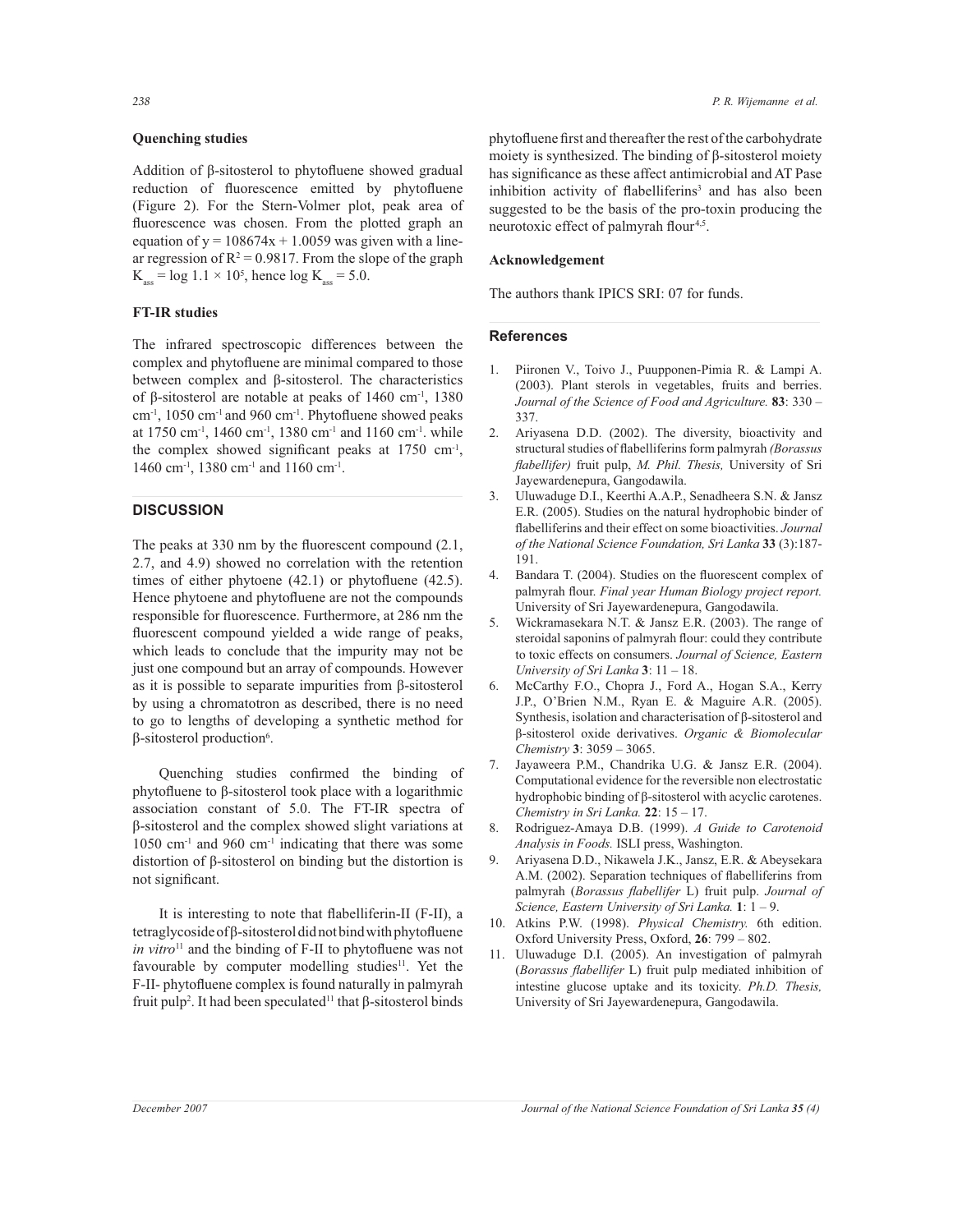### Quenching studies

Addition of β-sitosterol to phytofluene showed gradual reduction of fluorescence emitted by phytofluene (Figure 2). For the Stern-Volmer plot, peak area of fluorescence was chosen. From the plotted graph an equation of $y = 108674x + 1.0059$ was given with a linear regression of $R^2 = 0.9817$. From the slope of the graph $K_{ass} = \log 1.1 \times 10^5$, hence $\log K_{ass} = 5.0$.

### FT-IR studies

The infrared spectroscopic differences between the complex and phytofluene are minimal compared to those between complex and β-sitosterol. The characteristics of β-sitosterol are notable at peaks of 1460 $cm^{-1}$, 1380 $cm^{-1}$, 1050 $cm^{-1}$ and 960 $cm^{-1}$. Phytofluene showed peaks at 1750 $cm^{-1}$, 1460 $cm^{-1}$, 1380 $cm^{-1}$ and 1160 $cm^{-1}$. while the complex showed significant peaks at 1750 $cm^{-1}$, 1460 $cm^{-1}$, 1380 $cm^{-1}$ and 1160 $cm^{-1}$.

## DISCUSSION

The peaks at 330 nm by the fluorescent compound (2.1, 2.7, and 4.9) showed no correlation with the retention times of either phytoene (42.1) or phytofluene (42.5). Hence phytoene and phytofluene are not the compounds responsible for fluorescence. Furthermore, at 286 nm the fluorescent compound yielded a wide range of peaks, which leads to conclude that the impurity may not be just one compound but an array of compounds. However as it is possible to separate impurities from β-sitosterol by using a chromatotron as described, there is no need to go to lengths of developing a synthetic method for β-sitosterol production[6].

Quenching studies confirmed the binding of phytofluene to β-sitosterol took place with a logarithmic association constant of 5.0. The FT-IR spectra of β-sitosterol and the complex showed slight variations at 1050 $cm^{-1}$ and 960 $cm^{-1}$ indicating that there was some distortion of β-sitosterol on binding but the distortion is not significant.

It is interesting to note that flabelliferin-II (F-II), a tetraglycoside of β-sitosterol did not bind with phytofluene *in vitro*[11] and the binding of F-II to phytofluene was not favourable by computer modelling studies[11]. Yet the F-II- phytofluene complex is found naturally in palmyrah fruit pulp[2]. It had been speculated[11] that β-sitosterol binds phytofluene first and thereafter the rest of the carbohydrate moiety is synthesized. The binding of β-sitosterol moiety has significance as these affect antimicrobial and AT Pase inhibition activity of flabelliferins[3] and has also been suggested to be the basis of the pro-toxin producing the neurotoxic effect of palmyrah flour[4,5].

### Acknowledgement

The authors thank IPICS SRI: 07 for funds.

## References

1. Piironen V., Toivo J., Puupponen-Pimia R. & Lampi A. (2003). Plant sterols in vegetables, fruits and berries. *Journal of the Science of Food and Agriculture.* **83**: 330 – 337.
2. Ariyasena D.D. (2002). The diversity, bioactivity and structural studies of flabelliferins form palmyrah *(Borassus flabellifer)* fruit pulp, *M. Phil. Thesis,* University of Sri Jayewardenepura, Gangodawila.
3. Uluwaduge D.I., Keerthi A.A.P., Senadheera S.N. & Jansz E.R. (2005). Studies on the natural hydrophobic binder of flabelliferins and their effect on some bioactivities. *Journal of the National Science Foundation, Sri Lanka* **33** (3):187-191.
4. Bandara T. (2004). Studies on the fluorescent complex of palmyrah flour. *Final year Human Biology project report.* University of Sri Jayewardenepura, Gangodawila.
5. Wickramasekara N.T. & Jansz E.R. (2003). The range of steroidal saponins of palmyrah flour: could they contribute to toxic effects on consumers. *Journal of Science, Eastern University of Sri Lanka* **3**: 11 – 18.
6. McCarthy F.O., Chopra J., Ford A., Hogan S.A., Kerry J.P., O'Brien N.M., Ryan E. & Maguire A.R. (2005). Synthesis, isolation and characterisation of β-sitosterol and β-sitosterol oxide derivatives. *Organic & Biomolecular Chemistry* **3**: 3059 – 3065.
7. Jayaweera P.M., Chandrika U.G. & Jansz E.R. (2004). Computational evidence for the reversible non electrostatic hydrophobic binding of β-sitosterol with acyclic carotenes. *Chemistry in Sri Lanka.* **22**: 15 – 17.
8. Rodriguez-Amaya D.B. (1999). *A Guide to Carotenoid Analysis in Foods.* ISLI press, Washington.
9. Ariyasena D.D., Nikawela J.K., Jansz, E.R. & Abeysekara A.M. (2002). Separation techniques of flabelliferins from palmyrah (*Borassus flabellifer* L) fruit pulp. *Journal of Science, Eastern University of Sri Lanka.* **1**: 1 – 9.
10. Atkins P.W. (1998). *Physical Chemistry.* 6th edition. Oxford University Press, Oxford, **26**: 799 – 802.
11. Uluwaduge D.I. (2005). An investigation of palmyrah (*Borassus flabellifer* L) fruit pulp mediated inhibition of intestine glucose uptake and its toxicity. *Ph.D. Thesis,* University of Sri Jayewardenepura, Gangodawila.